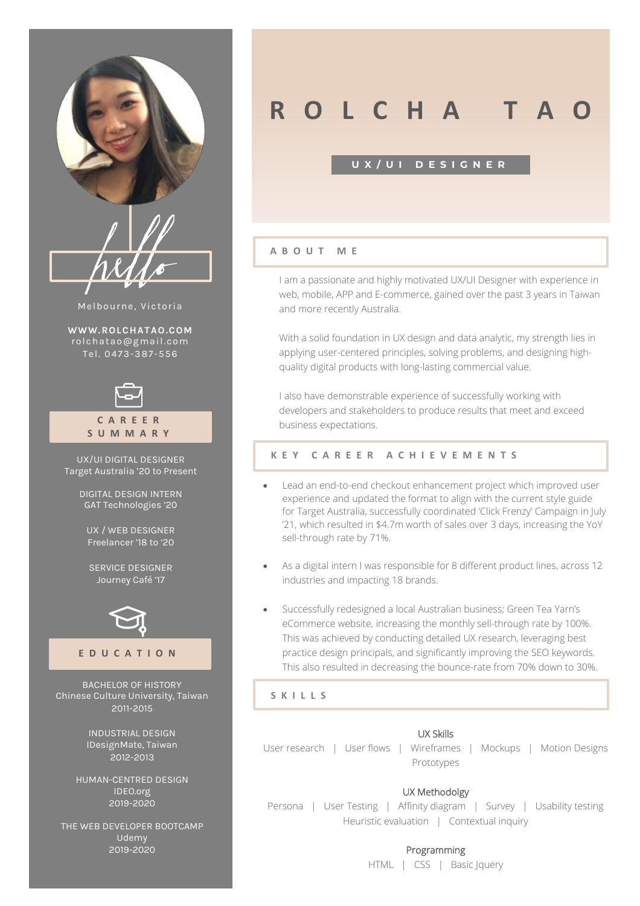# ROLCHA TAO

## UX/UI DESIGNER

hello

Melbourne, Victoria

**WWW.ROLCHATAO.COM**
rolchatao@gmail.com
Tel. 0473-387-556

## CAREER SUMMARY

UX/UI DIGITAL DESIGNER
Target Australia '20 to Present

DIGITAL DESIGN INTERN
GAT Technologies '20

UX / WEB DESIGNER
Freelancer '18 to '20

SERVICE DESIGNER
Journey Café '17

## EDUCATION

BACHELOR OF HISTORY
Chinese Culture University, Taiwan
2011-2015

INDUSTRIAL DESIGN
IDesignMate, Taiwan
2012-2013

HUMAN-CENTRED DESIGN
IDEO.org
2019-2020

THE WEB DEVELOPER BOOTCAMP
Udemy
2019-2020

## ABOUT ME

I am a passionate and highly motivated UX/UI Designer with experience in web, mobile, APP and E-commerce, gained over the past 3 years in Taiwan and more recently Australia.

With a solid foundation in UX design and data analytic, my strength lies in applying user-centered principles, solving problems, and designing high-quality digital products with long-lasting commercial value.

I also have demonstrable experience of successfully working with developers and stakeholders to produce results that meet and exceed business expectations.

## KEY CAREER ACHIEVEMENTS

- Lead an end-to-end checkout enhancement project which improved user experience and updated the format to align with the current style guide for Target Australia, successfully coordinated 'Click Frenzy' Campaign in July '21, which resulted in $4.7m worth of sales over 3 days, increasing the YoY sell-through rate by 71%.
- As a digital intern I was responsible for 8 different product lines, across 12 industries and impacting 18 brands.
- Successfully redesigned a local Australian business; Green Tea Yarn's eCommerce website, increasing the monthly sell-through rate by 100%. This was achieved by conducting detailed UX research, leveraging best practice design principals, and significantly improving the SEO keywords. This also resulted in decreasing the bounce-rate from 70% down to 30%.

## SKILLS

**UX Skills**
User research | User flows | Wireframes | Mockups | Motion Designs
Prototypes

**UX Methodolgy**
Persona | User Testing | Affinity diagram | Survey | Usability testing
Heuristic evaluation | Contextual inquiry

**Programming**
HTML | CSS | Basic Jquery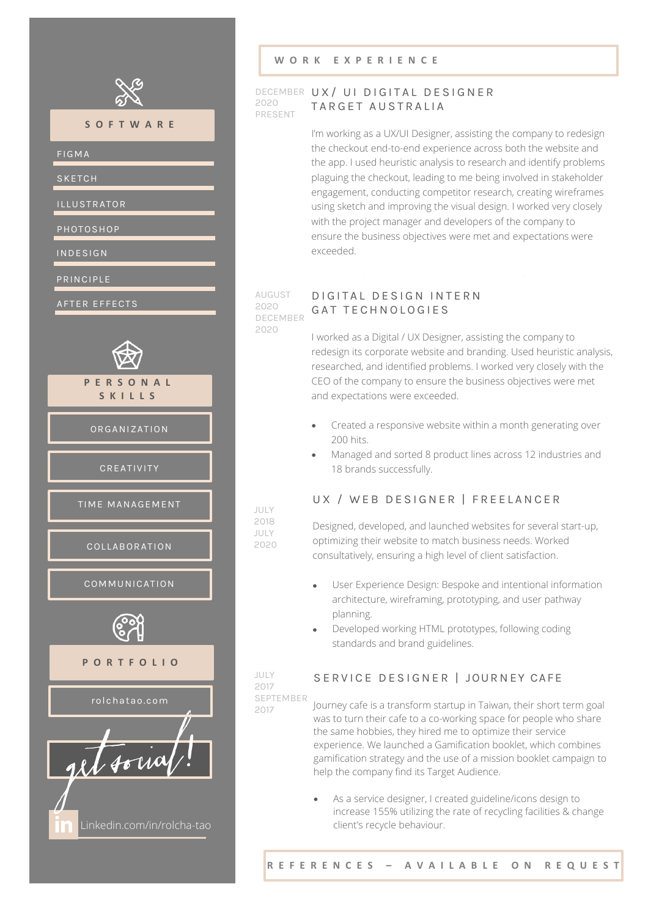## SOFTWARE

- FIGMA
- SKETCH
- ILLUSTRATOR
- PHOTOSHOP
- INDESIGN
- PRINCIPLE
- AFTER EFFECTS

## PERSONAL SKILLS

- ORGANIZATION
- CREATIVITY
- TIME MANAGEMENT
- COLLABORATION
- COMMUNICATION

## PORTFOLIO

rolchatao.com

get social!

Linkedin.com/in/rolcha-tao

## WORK EXPERIENCE

### UX/ UI DIGITAL DESIGNER
### TARGET AUSTRALIA

DECEMBER 2020 PRESENT

I'm working as a UX/UI Designer, assisting the company to redesign the checkout end-to-end experience across both the website and the app. I used heuristic analysis to research and identify problems plaguing the checkout, leading to me being involved in stakeholder engagement, conducting competitor research, creating wireframes using sketch and improving the visual design. I worked very closely with the project manager and developers of the company to ensure the business objectives were met and expectations were exceeded.

### DIGITAL DESIGN INTERN
### GAT TECHNOLOGIES

AUGUST 2020 DECEMBER 2020

I worked as a Digital / UX Designer, assisting the company to redesign its corporate website and branding. Used heuristic analysis, researched, and identified problems. I worked very closely with the CEO of the company to ensure the business objectives were met and expectations were exceeded.

- Created a responsive website within a month generating over 200 hits.
- Managed and sorted 8 product lines across 12 industries and 18 brands successfully.

### UX / WEB DESIGNER | FREELANCER

JULY 2018 JULY 2020

Designed, developed, and launched websites for several start-up, optimizing their website to match business needs. Worked consultatively, ensuring a high level of client satisfaction.

- User Experience Design: Bespoke and intentional information architecture, wireframing, prototyping, and user pathway planning.
- Developed working HTML prototypes, following coding standards and brand guidelines.

### SERVICE DESIGNER | JOURNEY CAFE

JULY 2017 SEPTEMBER 2017

Journey cafe is a transform startup in Taiwan, their short term goal was to turn their cafe to a co-working space for people who share the same hobbies, they hired me to optimize their service experience. We launched a Gamification booklet, which combines gamification strategy and the use of a mission booklet campaign to help the company find its Target Audience.

- As a service designer, I created guideline/icons design to increase 155% utilizing the rate of recycling facilities & change client's recycle behaviour.

**REFERENCES – AVAILABLE ON REQUEST**